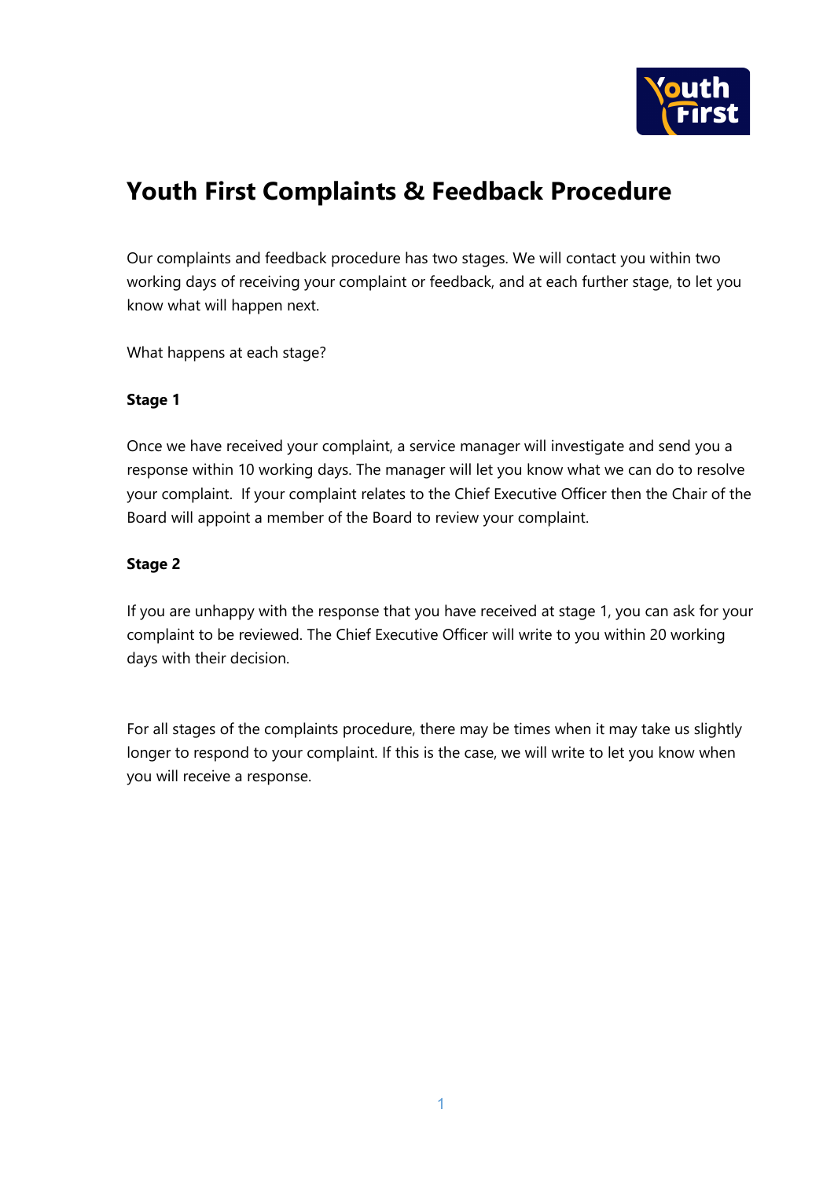# Youth First Complaints & Feedback Procedure

Our complaints and feedback procedure has two stages. We will contact you within two working days of receiving your complaint or feedback, and at each further stage, to let you know what will happen next.

What happens at each stage?

**Stage 1**

Once we have received your complaint, a service manager will investigate and send you a response within 10 working days. The manager will let you know what we can do to resolve your complaint. If your complaint relates to the Chief Executive Officer then the Chair of the Board will appoint a member of the Board to review your complaint.

**Stage 2**

If you are unhappy with the response that you have received at stage 1, you can ask for your complaint to be reviewed. The Chief Executive Officer will write to you within 20 working days with their decision.

For all stages of the complaints procedure, there may be times when it may take us slightly longer to respond to your complaint. If this is the case, we will write to let you know when you will receive a response.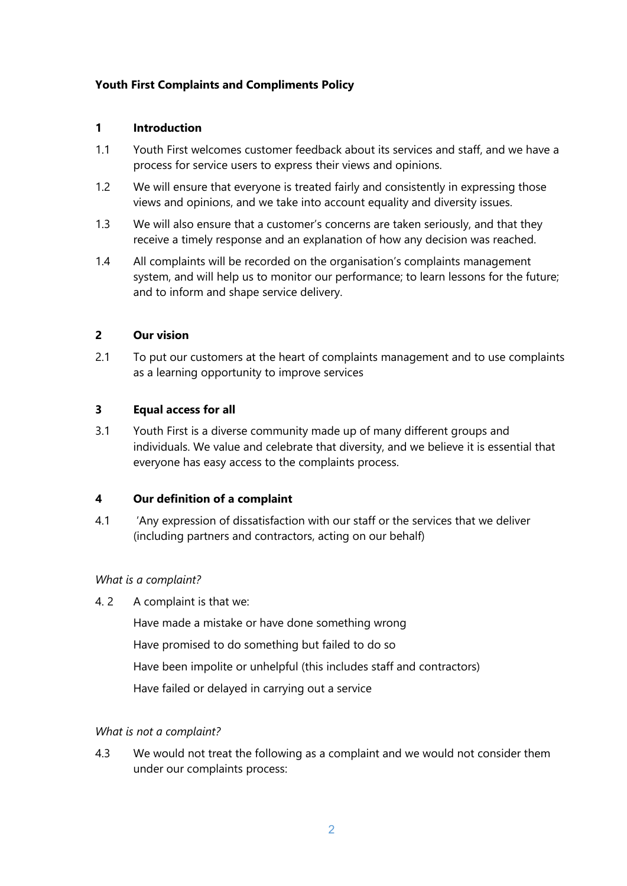**Youth First Complaints and Compliments Policy**

## 1 Introduction

1.1 Youth First welcomes customer feedback about its services and staff, and we have a process for service users to express their views and opinions.

1.2 We will ensure that everyone is treated fairly and consistently in expressing those views and opinions, and we take into account equality and diversity issues.

1.3 We will also ensure that a customer's concerns are taken seriously, and that they receive a timely response and an explanation of how any decision was reached.

1.4 All complaints will be recorded on the organisation's complaints management system, and will help us to monitor our performance; to learn lessons for the future; and to inform and shape service delivery.

## 2 Our vision

2.1 To put our customers at the heart of complaints management and to use complaints as a learning opportunity to improve services

## 3 Equal access for all

3.1 Youth First is a diverse community made up of many different groups and individuals. We value and celebrate that diversity, and we believe it is essential that everyone has easy access to the complaints process.

## 4 Our definition of a complaint

4.1 'Any expression of dissatisfaction with our staff or the services that we deliver (including partners and contractors, acting on our behalf)

*What is a complaint?*

4. 2 A complaint is that we:

Have made a mistake or have done something wrong

Have promised to do something but failed to do so

Have been impolite or unhelpful (this includes staff and contractors)

Have failed or delayed in carrying out a service

*What is not a complaint?*

4.3 We would not treat the following as a complaint and we would not consider them under our complaints process: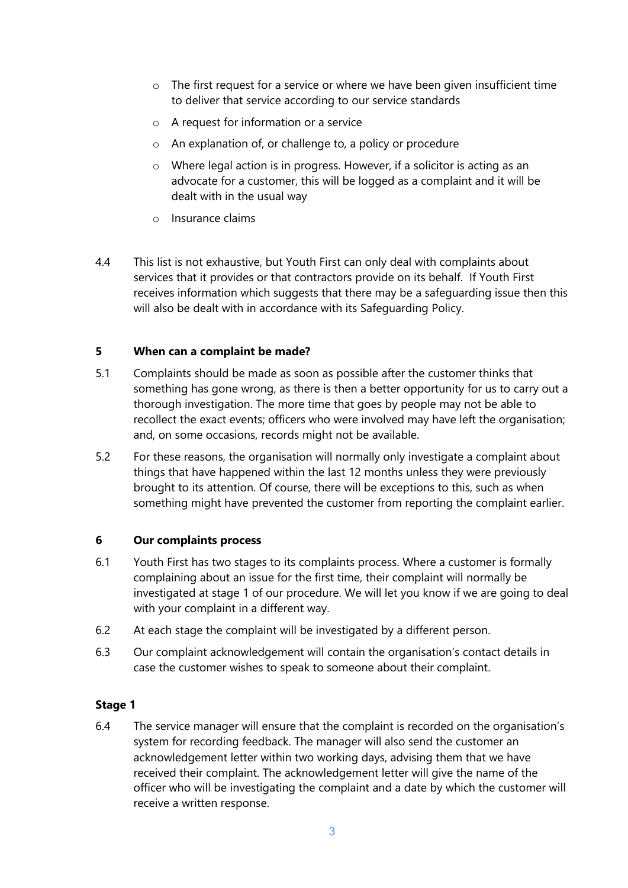- The first request for a service or where we have been given insufficient time to deliver that service according to our service standards
- A request for information or a service
- An explanation of, or challenge to, a policy or procedure
- Where legal action is in progress. However, if a solicitor is acting as an advocate for a customer, this will be logged as a complaint and it will be dealt with in the usual way
- Insurance claims

4.4 This list is not exhaustive, but Youth First can only deal with complaints about services that it provides or that contractors provide on its behalf. If Youth First receives information which suggests that there may be a safeguarding issue then this will also be dealt with in accordance with its Safeguarding Policy.

## 5 When can a complaint be made?

5.1 Complaints should be made as soon as possible after the customer thinks that something has gone wrong, as there is then a better opportunity for us to carry out a thorough investigation. The more time that goes by people may not be able to recollect the exact events; officers who were involved may have left the organisation; and, on some occasions, records might not be available.

5.2 For these reasons, the organisation will normally only investigate a complaint about things that have happened within the last 12 months unless they were previously brought to its attention. Of course, there will be exceptions to this, such as when something might have prevented the customer from reporting the complaint earlier.

## 6 Our complaints process

6.1 Youth First has two stages to its complaints process. Where a customer is formally complaining about an issue for the first time, their complaint will normally be investigated at stage 1 of our procedure. We will let you know if we are going to deal with your complaint in a different way.

6.2 At each stage the complaint will be investigated by a different person.

6.3 Our complaint acknowledgement will contain the organisation's contact details in case the customer wishes to speak to someone about their complaint.

### Stage 1

6.4 The service manager will ensure that the complaint is recorded on the organisation's system for recording feedback. The manager will also send the customer an acknowledgement letter within two working days, advising them that we have received their complaint. The acknowledgement letter will give the name of the officer who will be investigating the complaint and a date by which the customer will receive a written response.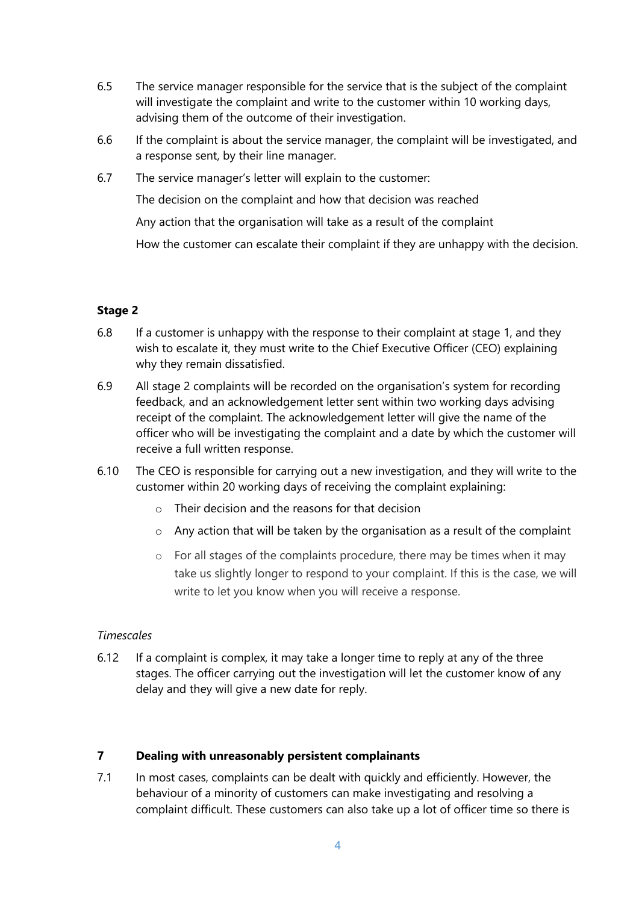6.5 The service manager responsible for the service that is the subject of the complaint will investigate the complaint and write to the customer within 10 working days, advising them of the outcome of their investigation.

6.6 If the complaint is about the service manager, the complaint will be investigated, and a response sent, by their line manager.

6.7 The service manager's letter will explain to the customer:

The decision on the complaint and how that decision was reached

Any action that the organisation will take as a result of the complaint

How the customer can escalate their complaint if they are unhappy with the decision.

**Stage 2**

6.8 If a customer is unhappy with the response to their complaint at stage 1, and they wish to escalate it, they must write to the Chief Executive Officer (CEO) explaining why they remain dissatisfied.

6.9 All stage 2 complaints will be recorded on the organisation's system for recording feedback, and an acknowledgement letter sent within two working days advising receipt of the complaint. The acknowledgement letter will give the name of the officer who will be investigating the complaint and a date by which the customer will receive a full written response.

6.10 The CEO is responsible for carrying out a new investigation, and they will write to the customer within 20 working days of receiving the complaint explaining:

- Their decision and the reasons for that decision
- Any action that will be taken by the organisation as a result of the complaint
- For all stages of the complaints procedure, there may be times when it may take us slightly longer to respond to your complaint. If this is the case, we will write to let you know when you will receive a response.

*Timescales*

6.12 If a complaint is complex, it may take a longer time to reply at any of the three stages. The officer carrying out the investigation will let the customer know of any delay and they will give a new date for reply.

**7 Dealing with unreasonably persistent complainants**

7.1 In most cases, complaints can be dealt with quickly and efficiently. However, the behaviour of a minority of customers can make investigating and resolving a complaint difficult. These customers can also take up a lot of officer time so there is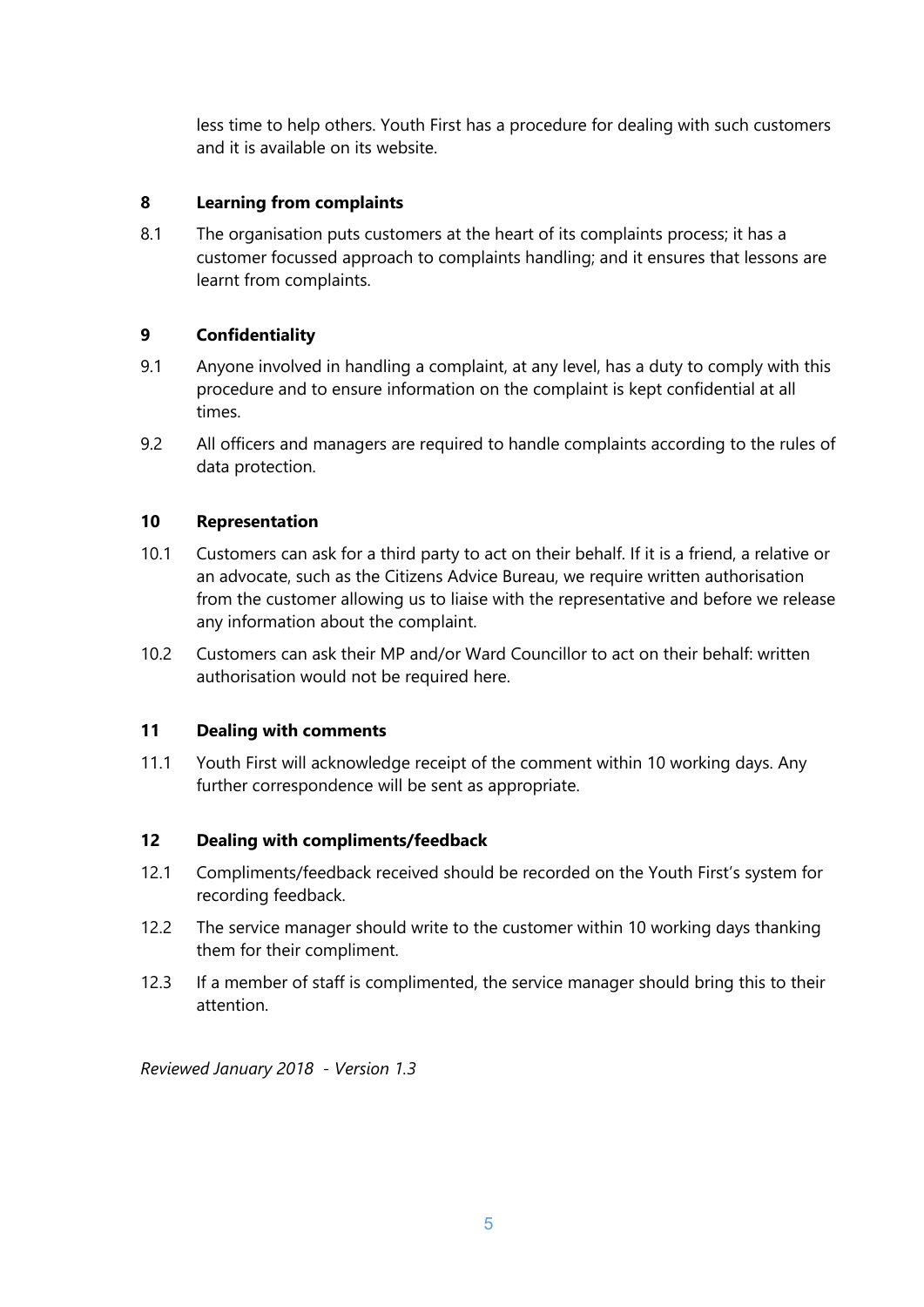less time to help others. Youth First has a procedure for dealing with such customers and it is available on its website.

## 8 Learning from complaints

8.1 The organisation puts customers at the heart of its complaints process; it has a customer focussed approach to complaints handling; and it ensures that lessons are learnt from complaints.

## 9 Confidentiality

9.1 Anyone involved in handling a complaint, at any level, has a duty to comply with this procedure and to ensure information on the complaint is kept confidential at all times.

9.2 All officers and managers are required to handle complaints according to the rules of data protection.

## 10 Representation

10.1 Customers can ask for a third party to act on their behalf. If it is a friend, a relative or an advocate, such as the Citizens Advice Bureau, we require written authorisation from the customer allowing us to liaise with the representative and before we release any information about the complaint.

10.2 Customers can ask their MP and/or Ward Councillor to act on their behalf: written authorisation would not be required here.

## 11 Dealing with comments

11.1 Youth First will acknowledge receipt of the comment within 10 working days. Any further correspondence will be sent as appropriate.

## 12 Dealing with compliments/feedback

12.1 Compliments/feedback received should be recorded on the Youth First's system for recording feedback.

12.2 The service manager should write to the customer within 10 working days thanking them for their compliment.

12.3 If a member of staff is complimented, the service manager should bring this to their attention.

*Reviewed January 2018 - Version 1.3*